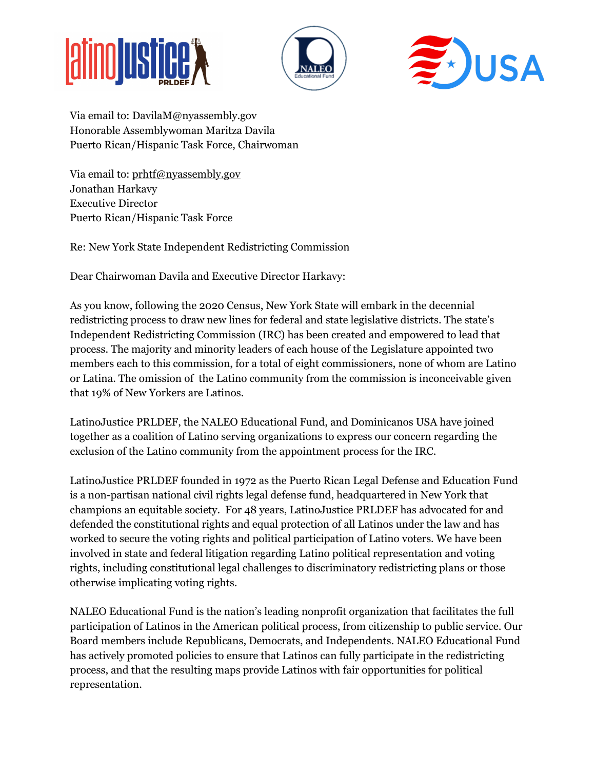Via email to: DavilaM@nyassembly.gov
Honorable Assemblywoman Maritza Davila
Puerto Rican/Hispanic Task Force, Chairwoman

Via email to: prhtf@nyassembly.gov
Jonathan Harkavy
Executive Director
Puerto Rican/Hispanic Task Force

Re: New York State Independent Redistricting Commission

Dear Chairwoman Davila and Executive Director Harkavy:

As you know, following the 2020 Census, New York State will embark in the decennial redistricting process to draw new lines for federal and state legislative districts. The state's Independent Redistricting Commission (IRC) has been created and empowered to lead that process. The majority and minority leaders of each house of the Legislature appointed two members each to this commission, for a total of eight commissioners, none of whom are Latino or Latina. The omission of the Latino community from the commission is inconceivable given that 19% of New Yorkers are Latinos.

LatinoJustice PRLDEF, the NALEO Educational Fund, and Dominicanos USA have joined together as a coalition of Latino serving organizations to express our concern regarding the exclusion of the Latino community from the appointment process for the IRC.

LatinoJustice PRLDEF founded in 1972 as the Puerto Rican Legal Defense and Education Fund is a non-partisan national civil rights legal defense fund, headquartered in New York that champions an equitable society. For 48 years, LatinoJustice PRLDEF has advocated for and defended the constitutional rights and equal protection of all Latinos under the law and has worked to secure the voting rights and political participation of Latino voters. We have been involved in state and federal litigation regarding Latino political representation and voting rights, including constitutional legal challenges to discriminatory redistricting plans or those otherwise implicating voting rights.

NALEO Educational Fund is the nation's leading nonprofit organization that facilitates the full participation of Latinos in the American political process, from citizenship to public service. Our Board members include Republicans, Democrats, and Independents. NALEO Educational Fund has actively promoted policies to ensure that Latinos can fully participate in the redistricting process, and that the resulting maps provide Latinos with fair opportunities for political representation.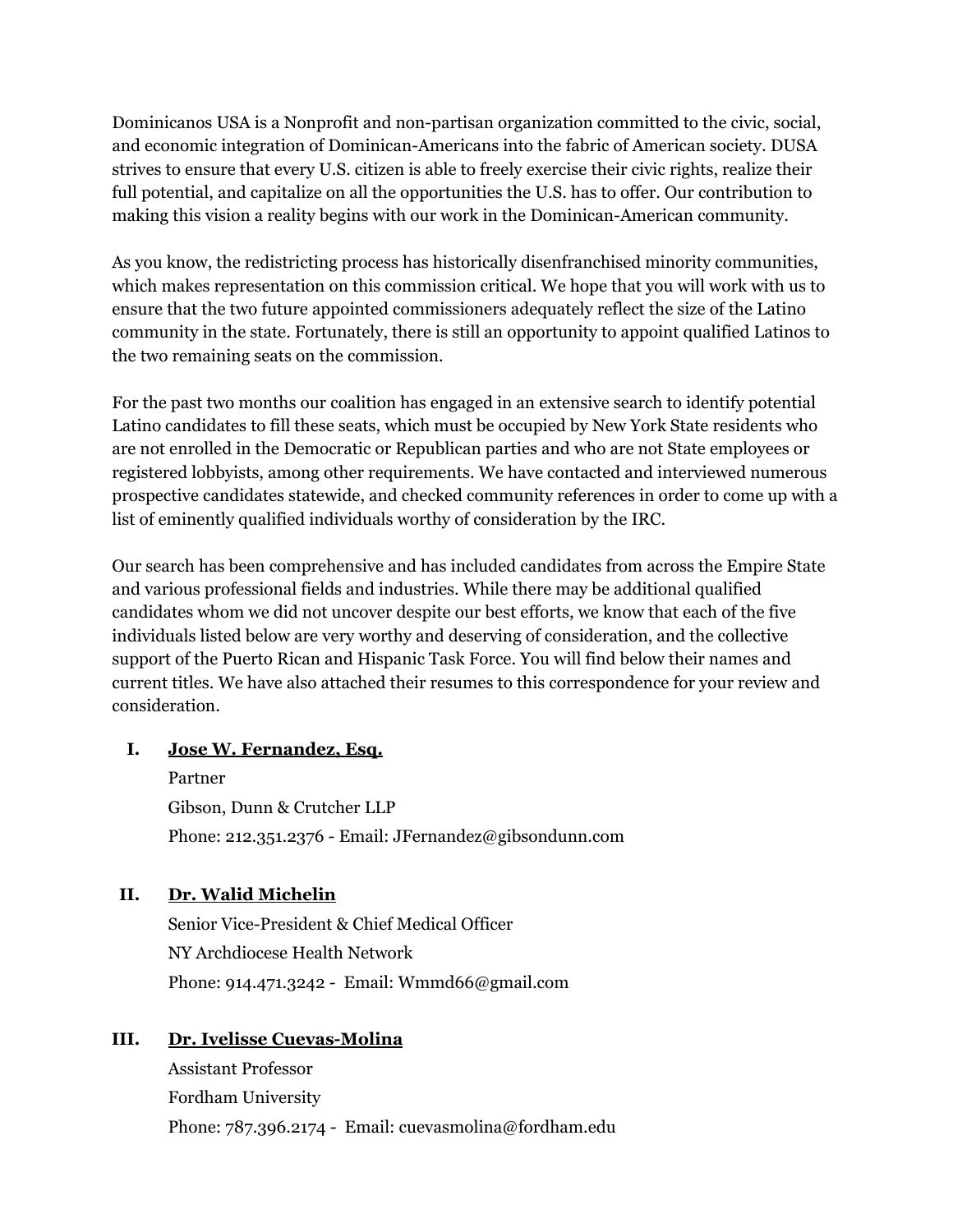Dominicanos USA is a Nonprofit and non-partisan organization committed to the civic, social, and economic integration of Dominican-Americans into the fabric of American society. DUSA strives to ensure that every U.S. citizen is able to freely exercise their civic rights, realize their full potential, and capitalize on all the opportunities the U.S. has to offer. Our contribution to making this vision a reality begins with our work in the Dominican-American community.

As you know, the redistricting process has historically disenfranchised minority communities, which makes representation on this commission critical. We hope that you will work with us to ensure that the two future appointed commissioners adequately reflect the size of the Latino community in the state. Fortunately, there is still an opportunity to appoint qualified Latinos to the two remaining seats on the commission.

For the past two months our coalition has engaged in an extensive search to identify potential Latino candidates to fill these seats, which must be occupied by New York State residents who are not enrolled in the Democratic or Republican parties and who are not State employees or registered lobbyists, among other requirements. We have contacted and interviewed numerous prospective candidates statewide, and checked community references in order to come up with a list of eminently qualified individuals worthy of consideration by the IRC.

Our search has been comprehensive and has included candidates from across the Empire State and various professional fields and industries. While there may be additional qualified candidates whom we did not uncover despite our best efforts, we know that each of the five individuals listed below are very worthy and deserving of consideration, and the collective support of the Puerto Rican and Hispanic Task Force. You will find below their names and current titles. We have also attached their resumes to this correspondence for your review and consideration.

I. **Jose W. Fernandez, Esq.**

   Partner

   Gibson, Dunn & Crutcher LLP

   Phone: 212.351.2376 - Email: JFernandez@gibsondunn.com

II. **Dr. Walid Michelin**

   Senior Vice-President & Chief Medical Officer

   NY Archdiocese Health Network

   Phone: 914.471.3242 - Email: Wmmd66@gmail.com

III. **Dr. Ivelisse Cuevas-Molina**

   Assistant Professor

   Fordham University

   Phone: 787.396.2174 - Email: cuevasmolina@fordham.edu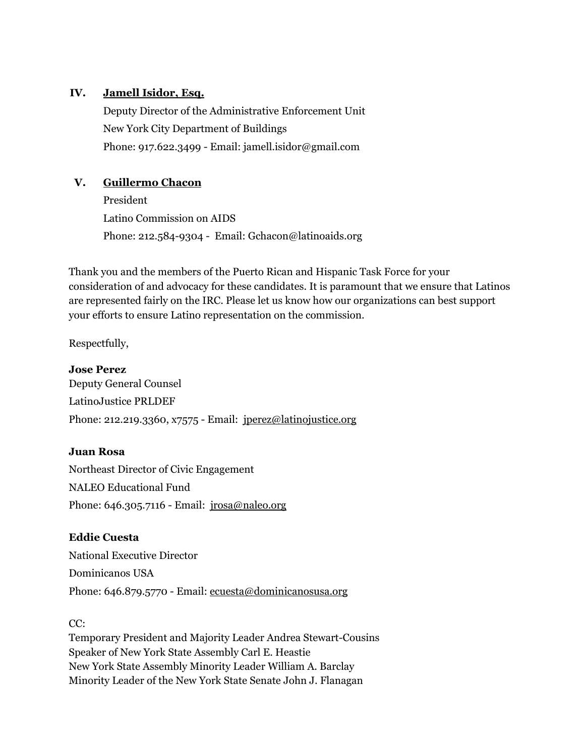IV. **Jamell Isidor, Esq.**

Deputy Director of the Administrative Enforcement Unit

New York City Department of Buildings

Phone: 917.622.3499 - Email: jamell.isidor@gmail.com

V. **Guillermo Chacon**

President

Latino Commission on AIDS

Phone: 212.584-9304 - Email: Gchacon@latinoaids.org

Thank you and the members of the Puerto Rican and Hispanic Task Force for your consideration of and advocacy for these candidates. It is paramount that we ensure that Latinos are represented fairly on the IRC. Please let us know how our organizations can best support your efforts to ensure Latino representation on the commission.

Respectfully,

**Jose Perez**
Deputy General Counsel
LatinoJustice PRLDEF
Phone: 212.219.3360, x7575 - Email: jperez@latinojustice.org

**Juan Rosa**
Northeast Director of Civic Engagement
NALEO Educational Fund
Phone: 646.305.7116 - Email: jrosa@naleo.org

**Eddie Cuesta**
National Executive Director
Dominicanos USA
Phone: 646.879.5770 - Email: ecuesta@dominicanosusa.org

CC:
Temporary President and Majority Leader Andrea Stewart-Cousins
Speaker of New York State Assembly Carl E. Heastie
New York State Assembly Minority Leader William A. Barclay
Minority Leader of the New York State Senate John J. Flanagan